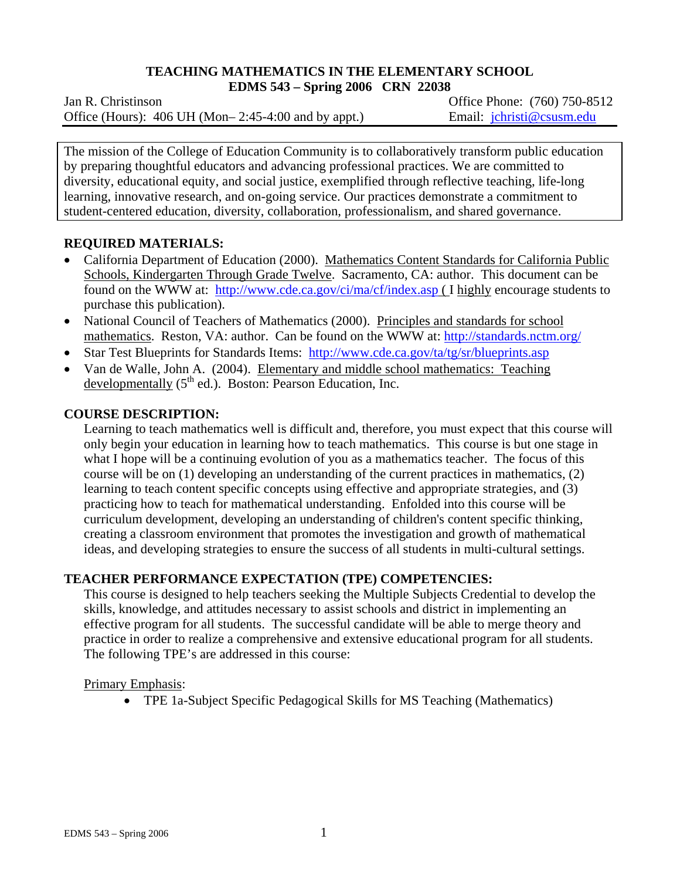**TEACHING MATHEMATICS IN THE ELEMENTARY SCHOOL**
**EDMS 543 – Spring 2006 CRN 22038**

Jan R. Christinson
Office (Hours): 406 UH (Mon– 2:45-4:00 and by appt.)
Office Phone: (760) 750-8512
Email: jchristi@csusm.edu

The mission of the College of Education Community is to collaboratively transform public education by preparing thoughtful educators and advancing professional practices. We are committed to diversity, educational equity, and social justice, exemplified through reflective teaching, life-long learning, innovative research, and on-going service. Our practices demonstrate a commitment to student-centered education, diversity, collaboration, professionalism, and shared governance.

## REQUIRED MATERIALS:

- California Department of Education (2000). Mathematics Content Standards for California Public Schools, Kindergarten Through Grade Twelve. Sacramento, CA: author. This document can be found on the WWW at: http://www.cde.ca.gov/ci/ma/cf/index.asp ( I highly encourage students to purchase this publication).
- National Council of Teachers of Mathematics (2000). Principles and standards for school mathematics. Reston, VA: author. Can be found on the WWW at: http://standards.nctm.org/
- Star Test Blueprints for Standards Items: http://www.cde.ca.gov/ta/tg/sr/blueprints.asp
- Van de Walle, John A. (2004). Elementary and middle school mathematics: Teaching developmentally (5th ed.). Boston: Pearson Education, Inc.

## COURSE DESCRIPTION:

Learning to teach mathematics well is difficult and, therefore, you must expect that this course will only begin your education in learning how to teach mathematics. This course is but one stage in what I hope will be a continuing evolution of you as a mathematics teacher. The focus of this course will be on (1) developing an understanding of the current practices in mathematics, (2) learning to teach content specific concepts using effective and appropriate strategies, and (3) practicing how to teach for mathematical understanding. Enfolded into this course will be curriculum development, developing an understanding of children's content specific thinking, creating a classroom environment that promotes the investigation and growth of mathematical ideas, and developing strategies to ensure the success of all students in multi-cultural settings.

## TEACHER PERFORMANCE EXPECTATION (TPE) COMPETENCIES:

This course is designed to help teachers seeking the Multiple Subjects Credential to develop the skills, knowledge, and attitudes necessary to assist schools and district in implementing an effective program for all students. The successful candidate will be able to merge theory and practice in order to realize a comprehensive and extensive educational program for all students. The following TPE's are addressed in this course:

Primary Emphasis:

- TPE 1a-Subject Specific Pedagogical Skills for MS Teaching (Mathematics)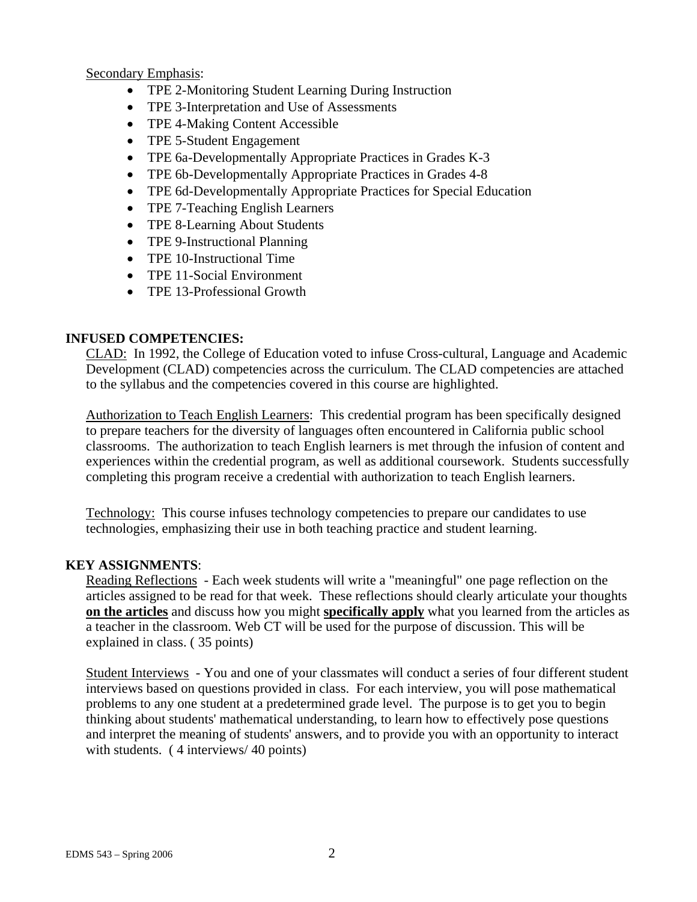Secondary Emphasis:

- TPE 2-Monitoring Student Learning During Instruction
- TPE 3-Interpretation and Use of Assessments
- TPE 4-Making Content Accessible
- TPE 5-Student Engagement
- TPE 6a-Developmentally Appropriate Practices in Grades K-3
- TPE 6b-Developmentally Appropriate Practices in Grades 4-8
- TPE 6d-Developmentally Appropriate Practices for Special Education
- TPE 7-Teaching English Learners
- TPE 8-Learning About Students
- TPE 9-Instructional Planning
- TPE 10-Instructional Time
- TPE 11-Social Environment
- TPE 13-Professional Growth

## INFUSED COMPETENCIES:

CLAD: In 1992, the College of Education voted to infuse Cross-cultural, Language and Academic Development (CLAD) competencies across the curriculum. The CLAD competencies are attached to the syllabus and the competencies covered in this course are highlighted.

Authorization to Teach English Learners: This credential program has been specifically designed to prepare teachers for the diversity of languages often encountered in California public school classrooms. The authorization to teach English learners is met through the infusion of content and experiences within the credential program, as well as additional coursework. Students successfully completing this program receive a credential with authorization to teach English learners.

Technology: This course infuses technology competencies to prepare our candidates to use technologies, emphasizing their use in both teaching practice and student learning.

## KEY ASSIGNMENTS:

Reading Reflections - Each week students will write a "meaningful" one page reflection on the articles assigned to be read for that week. These reflections should clearly articulate your thoughts **on the articles** and discuss how you might **specifically apply** what you learned from the articles as a teacher in the classroom. Web CT will be used for the purpose of discussion. This will be explained in class. ( 35 points)

Student Interviews - You and one of your classmates will conduct a series of four different student interviews based on questions provided in class. For each interview, you will pose mathematical problems to any one student at a predetermined grade level. The purpose is to get you to begin thinking about students' mathematical understanding, to learn how to effectively pose questions and interpret the meaning of students' answers, and to provide you with an opportunity to interact with students. ( 4 interviews/ 40 points)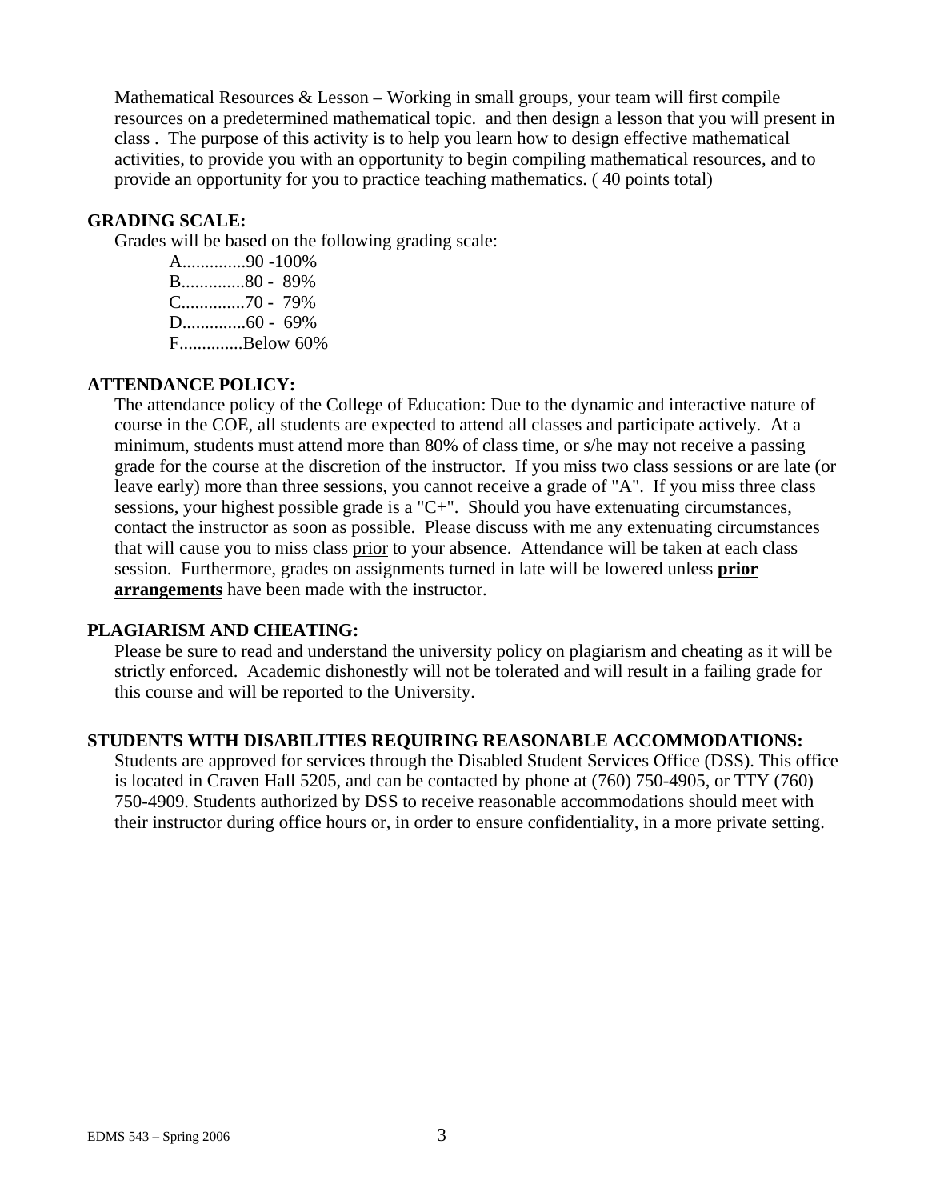Mathematical Resources & Lesson – Working in small groups, your team will first compile resources on a predetermined mathematical topic.  and then design a lesson that you will present in class .  The purpose of this activity is to help you learn how to design effective mathematical activities, to provide you with an opportunity to begin compiling mathematical resources, and to provide an opportunity for you to practice teaching mathematics. ( 40 points total)

**GRADING SCALE:**

Grades will be based on the following grading scale:

A..............90 -100%
B..............80 -  89%
C..............70 -  79%
D..............60 -  69%
F..............Below 60%

**ATTENDANCE POLICY:**

The attendance policy of the College of Education: Due to the dynamic and interactive nature of course in the COE, all students are expected to attend all classes and participate actively.  At a minimum, students must attend more than 80% of class time, or s/he may not receive a passing grade for the course at the discretion of the instructor.  If you miss two class sessions or are late (or leave early) more than three sessions, you cannot receive a grade of "A".  If you miss three class sessions, your highest possible grade is a "C+".  Should you have extenuating circumstances, contact the instructor as soon as possible.  Please discuss with me any extenuating circumstances that will cause you to miss class prior to your absence.  Attendance will be taken at each class session.  Furthermore, grades on assignments turned in late will be lowered unless **prior arrangements** have been made with the instructor.

**PLAGIARISM AND CHEATING:**

Please be sure to read and understand the university policy on plagiarism and cheating as it will be strictly enforced.  Academic dishonestly will not be tolerated and will result in a failing grade for this course and will be reported to the University.

**STUDENTS WITH DISABILITIES REQUIRING REASONABLE ACCOMMODATIONS:**

Students are approved for services through the Disabled Student Services Office (DSS). This office is located in Craven Hall 5205, and can be contacted by phone at (760) 750-4905, or TTY (760) 750-4909. Students authorized by DSS to receive reasonable accommodations should meet with their instructor during office hours or, in order to ensure confidentiality, in a more private setting.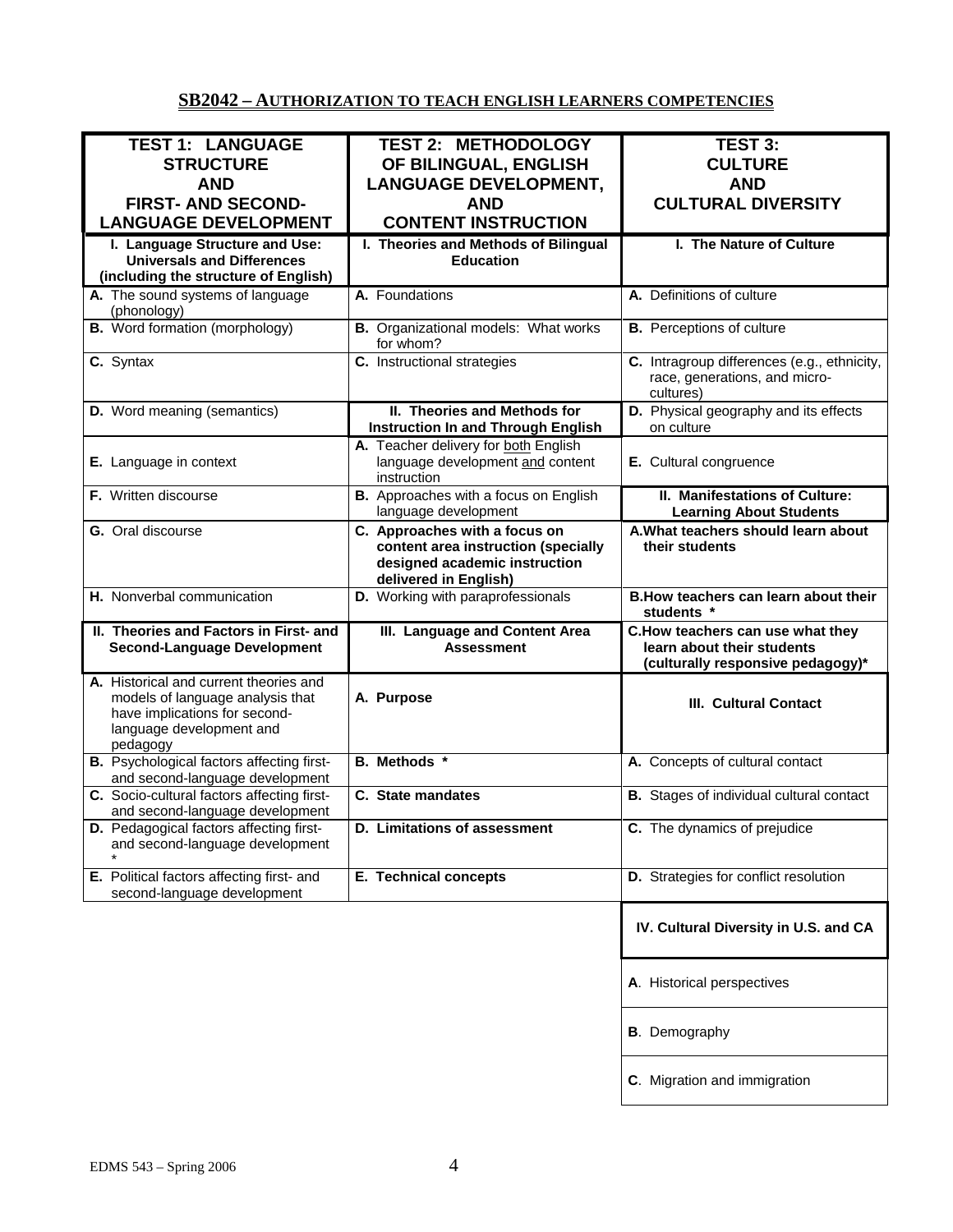## SB2042 – AUTHORIZATION TO TEACH ENGLISH LEARNERS COMPETENCIES

| TEST 1: LANGUAGE STRUCTURE AND FIRST- AND SECOND-LANGUAGE DEVELOPMENT | TEST 2: METHODOLOGY OF BILINGUAL, ENGLISH LANGUAGE DEVELOPMENT, AND CONTENT INSTRUCTION | TEST 3: CULTURE AND CULTURAL DIVERSITY |
|---|---|---|
| **I. Language Structure and Use: Universals and Differences (including the structure of English)** | **I. Theories and Methods of Bilingual Education** | **I. The Nature of Culture** |
| **A.** The sound systems of language (phonology) | **A.** Foundations | **A.** Definitions of culture |
| **B.** Word formation (morphology) | **B.** Organizational models: What works for whom? | **B.** Perceptions of culture |
| **C.** Syntax | **C.** Instructional strategies | **C.** Intragroup differences (e.g., ethnicity, race, generations, and micro-cultures) |
| **D.** Word meaning (semantics) | **II. Theories and Methods for Instruction In and Through English** | **D.** Physical geography and its effects on culture |
| **E.** Language in context | **A.** Teacher delivery for both English language development and content instruction | **E.** Cultural congruence |
| **F.** Written discourse | **B.** Approaches with a focus on English language development | **II. Manifestations of Culture: Learning About Students** |
| **G.** Oral discourse | **C. Approaches with a focus on content area instruction (specially designed academic instruction delivered in English)** | **A. What teachers should learn about their students** |
| **H.** Nonverbal communication | **D.** Working with paraprofessionals | **B. How teachers can learn about their students \*** |
| **II. Theories and Factors in First- and Second-Language Development** | **III. Language and Content Area Assessment** | **C. How teachers can use what they learn about their students (culturally responsive pedagogy)\*** |
| **A.** Historical and current theories and models of language analysis that have implications for second-language development and pedagogy | **A. Purpose** | **III. Cultural Contact** |
| **B.** Psychological factors affecting first- and second-language development | **B. Methods \*** | **A.** Concepts of cultural contact |
| **C.** Socio-cultural factors affecting first- and second-language development | **C. State mandates** | **B.** Stages of individual cultural contact |
| **D.** Pedagogical factors affecting first- and second-language development \* | **D. Limitations of assessment** | **C.** The dynamics of prejudice |
| **E.** Political factors affecting first- and second-language development | **E. Technical concepts** | **D.** Strategies for conflict resolution |
| | | **IV. Cultural Diversity in U.S. and CA** |
| | | **A**. Historical perspectives |
| | | **B**. Demography |
| | | **C**. Migration and immigration |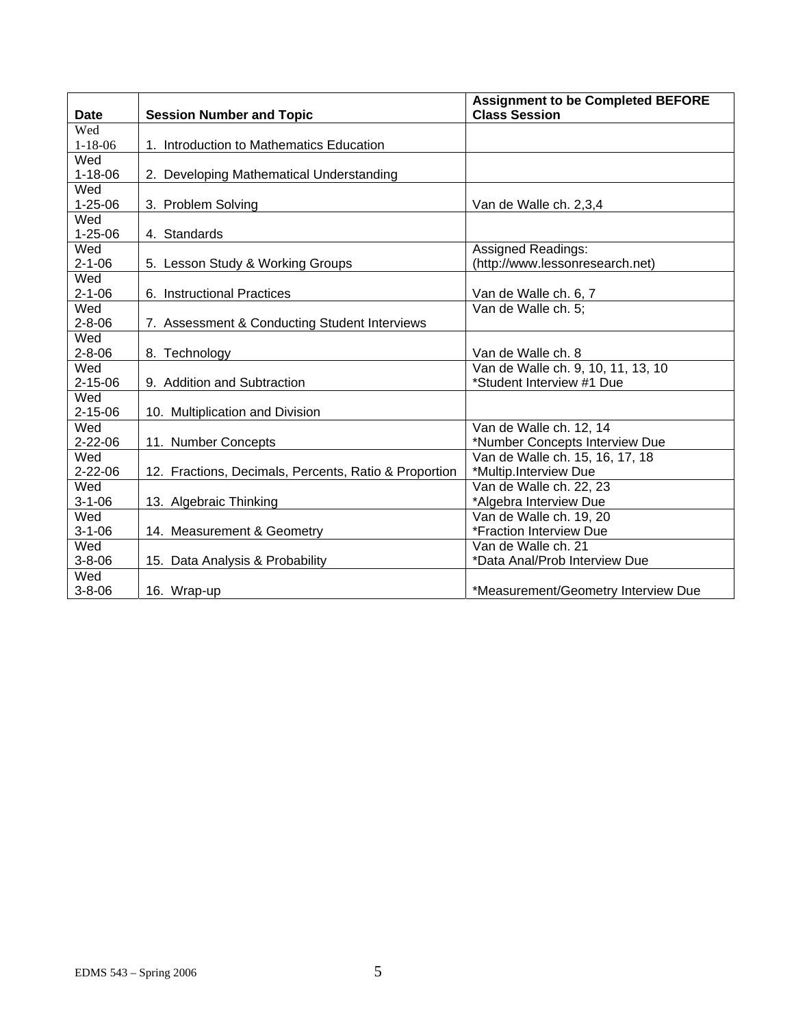| Date | Session Number and Topic | Assignment to be Completed BEFORE Class Session |
|---|---|---|
| Wed 1-18-06 | 1. Introduction to Mathematics Education | |
| Wed 1-18-06 | 2. Developing Mathematical Understanding | |
| Wed 1-25-06 | 3. Problem Solving | Van de Walle ch. 2,3,4 |
| Wed 1-25-06 | 4. Standards | |
| Wed 2-1-06 | 5. Lesson Study & Working Groups | Assigned Readings: (http://www.lessonresearch.net) |
| Wed 2-1-06 | 6. Instructional Practices | Van de Walle ch. 6, 7 |
| Wed 2-8-06 | 7. Assessment & Conducting Student Interviews | Van de Walle ch. 5; |
| Wed 2-8-06 | 8. Technology | Van de Walle ch. 8 |
| Wed 2-15-06 | 9. Addition and Subtraction | Van de Walle ch. 9, 10, 11, 13, 10 *Student Interview #1 Due |
| Wed 2-15-06 | 10. Multiplication and Division | |
| Wed 2-22-06 | 11. Number Concepts | Van de Walle ch. 12, 14 *Number Concepts Interview Due |
| Wed 2-22-06 | 12. Fractions, Decimals, Percents, Ratio & Proportion | Van de Walle ch. 15, 16, 17, 18 *Multip.Interview Due |
| Wed 3-1-06 | 13. Algebraic Thinking | Van de Walle ch. 22, 23 *Algebra Interview Due |
| Wed 3-1-06 | 14. Measurement & Geometry | Van de Walle ch. 19, 20 *Fraction Interview Due |
| Wed 3-8-06 | 15. Data Analysis & Probability | Van de Walle ch. 21 *Data Anal/Prob Interview Due |
| Wed 3-8-06 | 16. Wrap-up | *Measurement/Geometry Interview Due |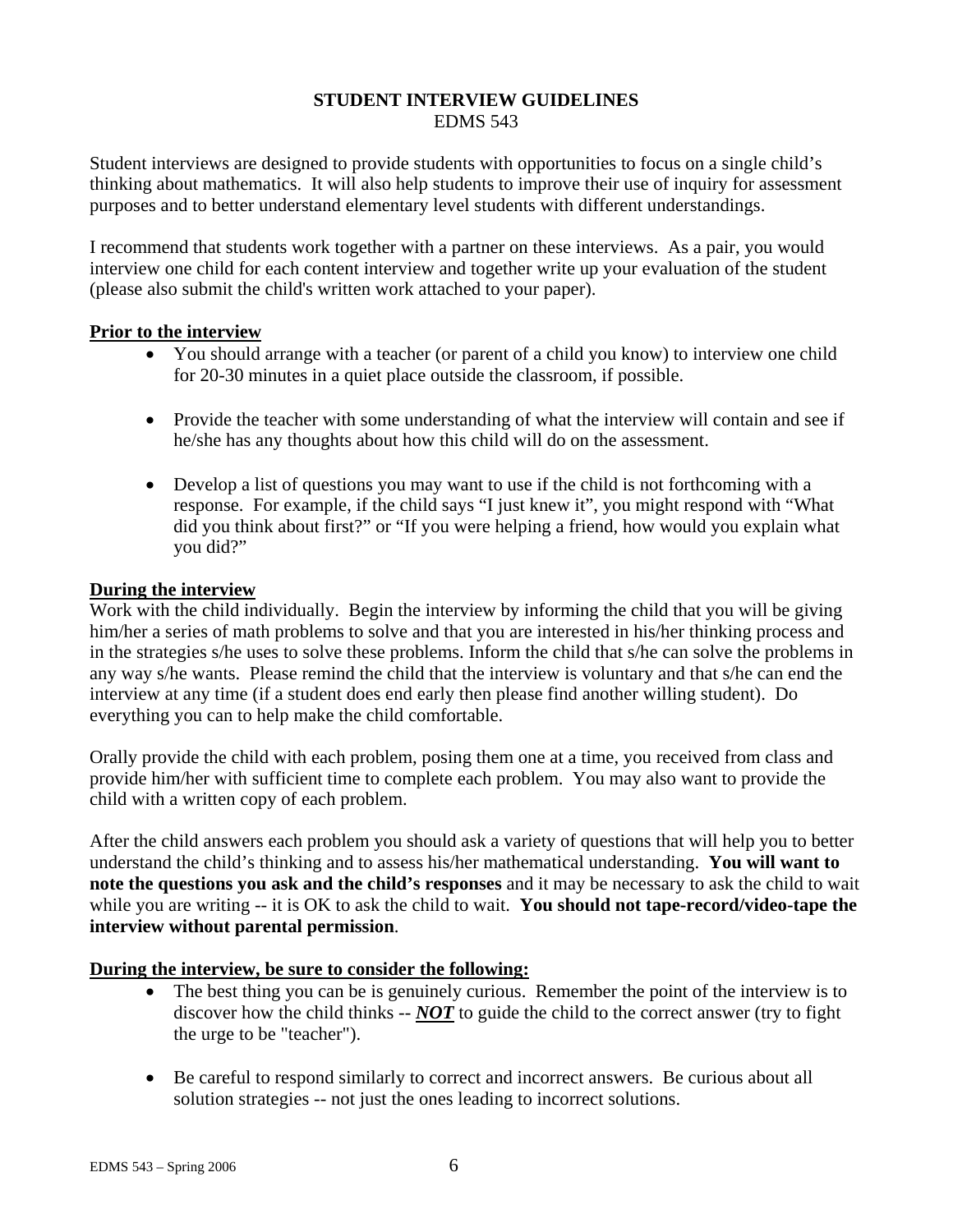# STUDENT INTERVIEW GUIDELINES

EDMS 543

Student interviews are designed to provide students with opportunities to focus on a single child's thinking about mathematics. It will also help students to improve their use of inquiry for assessment purposes and to better understand elementary level students with different understandings.

I recommend that students work together with a partner on these interviews. As a pair, you would interview one child for each content interview and together write up your evaluation of the student (please also submit the child's written work attached to your paper).

## Prior to the interview

- You should arrange with a teacher (or parent of a child you know) to interview one child for 20-30 minutes in a quiet place outside the classroom, if possible.
- Provide the teacher with some understanding of what the interview will contain and see if he/she has any thoughts about how this child will do on the assessment.
- Develop a list of questions you may want to use if the child is not forthcoming with a response. For example, if the child says "I just knew it", you might respond with "What did you think about first?" or "If you were helping a friend, how would you explain what you did?"

## During the interview

Work with the child individually. Begin the interview by informing the child that you will be giving him/her a series of math problems to solve and that you are interested in his/her thinking process and in the strategies s/he uses to solve these problems. Inform the child that s/he can solve the problems in any way s/he wants. Please remind the child that the interview is voluntary and that s/he can end the interview at any time (if a student does end early then please find another willing student). Do everything you can to help make the child comfortable.

Orally provide the child with each problem, posing them one at a time, you received from class and provide him/her with sufficient time to complete each problem. You may also want to provide the child with a written copy of each problem.

After the child answers each problem you should ask a variety of questions that will help you to better understand the child's thinking and to assess his/her mathematical understanding. **You will want to note the questions you ask and the child's responses** and it may be necessary to ask the child to wait while you are writing -- it is OK to ask the child to wait. **You should not tape-record/video-tape the interview without parental permission**.

## During the interview, be sure to consider the following:

- The best thing you can be is genuinely curious. Remember the point of the interview is to discover how the child thinks -- ***NOT*** to guide the child to the correct answer (try to fight the urge to be "teacher").
- Be careful to respond similarly to correct and incorrect answers. Be curious about all solution strategies -- not just the ones leading to incorrect solutions.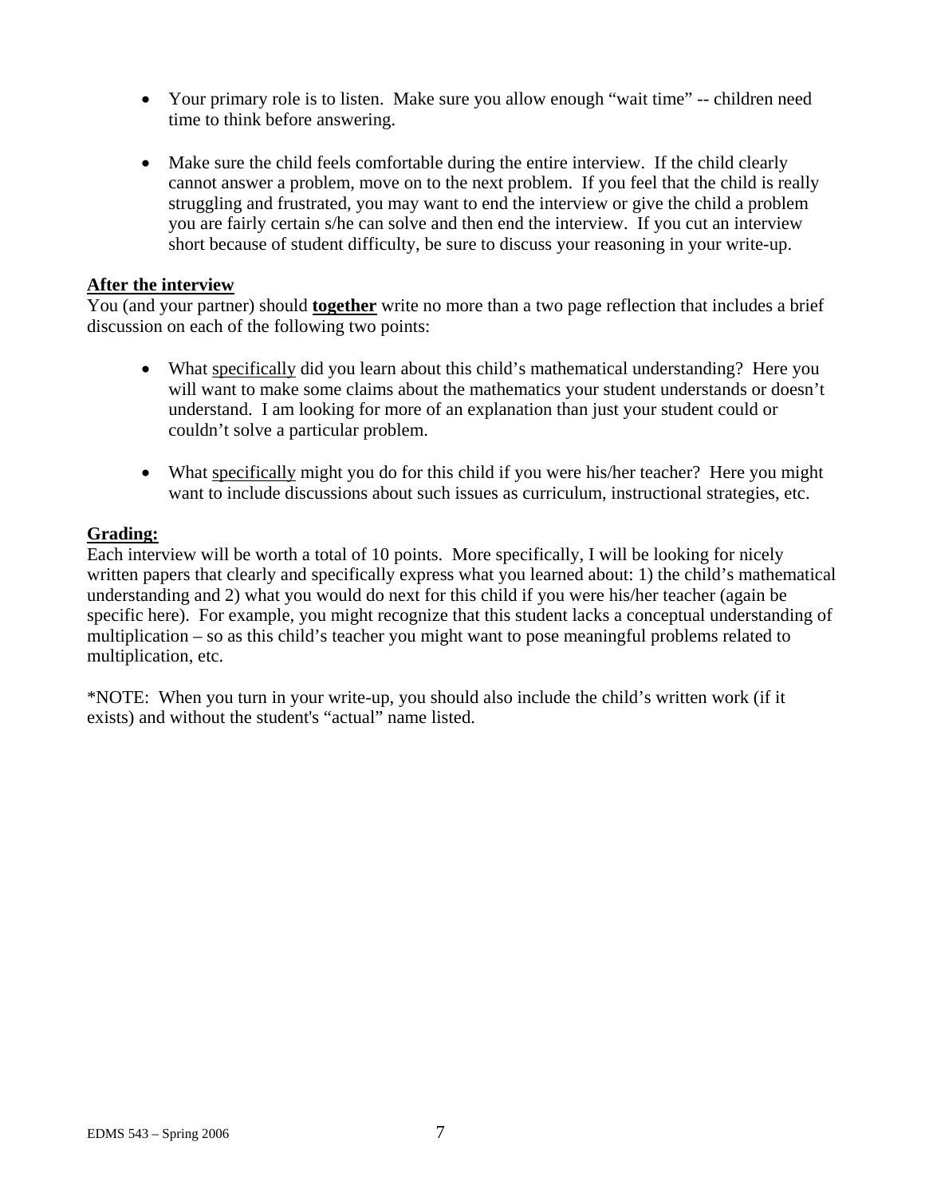- Your primary role is to listen. Make sure you allow enough "wait time" -- children need time to think before answering.

- Make sure the child feels comfortable during the entire interview. If the child clearly cannot answer a problem, move on to the next problem. If you feel that the child is really struggling and frustrated, you may want to end the interview or give the child a problem you are fairly certain s/he can solve and then end the interview. If you cut an interview short because of student difficulty, be sure to discuss your reasoning in your write-up.

**After the interview**

You (and your partner) should **together** write no more than a two page reflection that includes a brief discussion on each of the following two points:

- What specifically did you learn about this child's mathematical understanding? Here you will want to make some claims about the mathematics your student understands or doesn't understand. I am looking for more of an explanation than just your student could or couldn't solve a particular problem.

- What specifically might you do for this child if you were his/her teacher? Here you might want to include discussions about such issues as curriculum, instructional strategies, etc.

**Grading:**

Each interview will be worth a total of 10 points. More specifically, I will be looking for nicely written papers that clearly and specifically express what you learned about: 1) the child's mathematical understanding and 2) what you would do next for this child if you were his/her teacher (again be specific here). For example, you might recognize that this student lacks a conceptual understanding of multiplication – so as this child's teacher you might want to pose meaningful problems related to multiplication, etc.

*NOTE: When you turn in your write-up, you should also include the child's written work (if it exists) and without the student's "actual" name listed.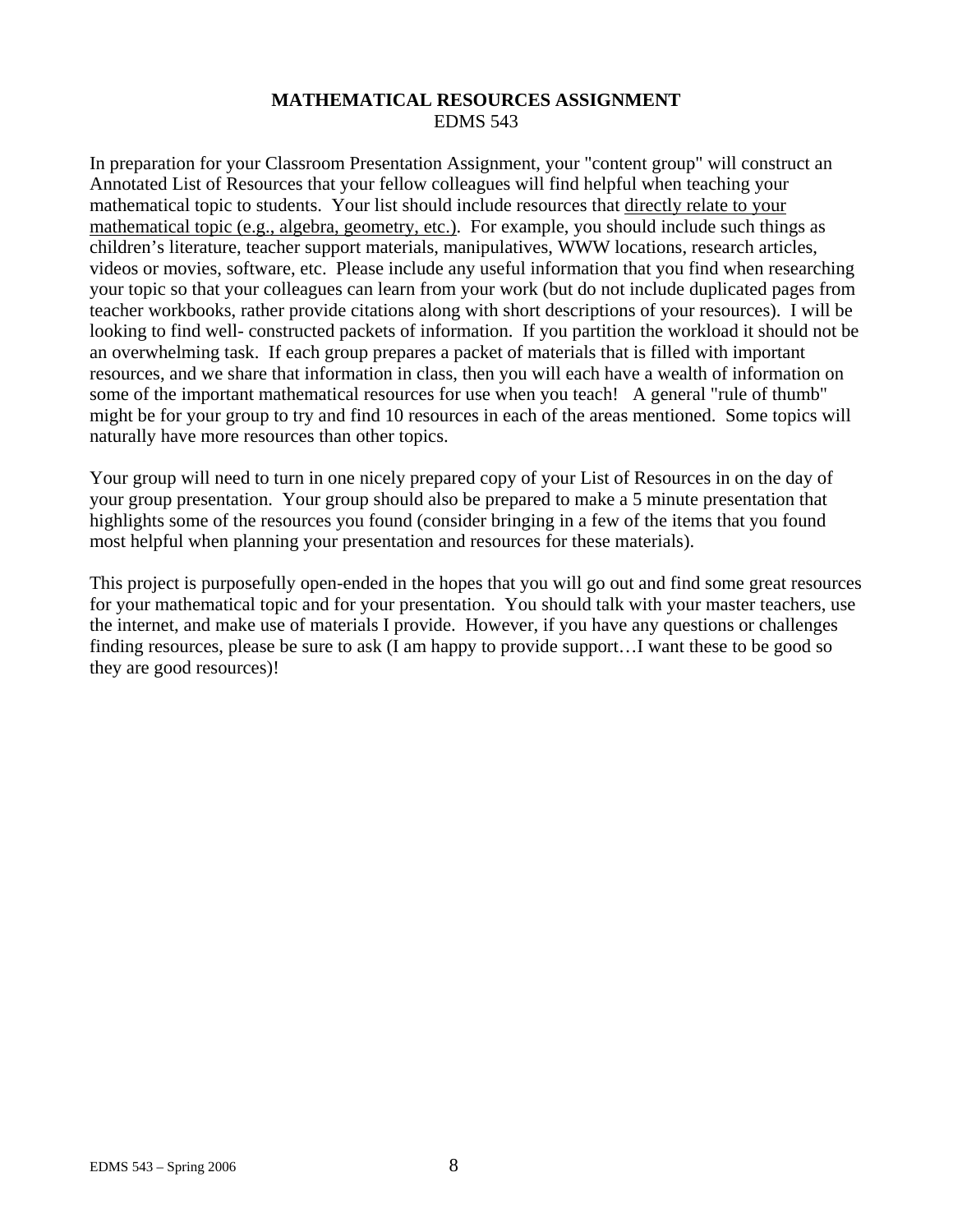## MATHEMATICAL RESOURCES ASSIGNMENT

EDMS 543

In preparation for your Classroom Presentation Assignment, your "content group" will construct an Annotated List of Resources that your fellow colleagues will find helpful when teaching your mathematical topic to students. Your list should include resources that <u>directly relate to your mathematical topic (e.g., algebra, geometry, etc.)</u>. For example, you should include such things as children's literature, teacher support materials, manipulatives, WWW locations, research articles, videos or movies, software, etc. Please include any useful information that you find when researching your topic so that your colleagues can learn from your work (but do not include duplicated pages from teacher workbooks, rather provide citations along with short descriptions of your resources). I will be looking to find well- constructed packets of information. If you partition the workload it should not be an overwhelming task. If each group prepares a packet of materials that is filled with important resources, and we share that information in class, then you will each have a wealth of information on some of the important mathematical resources for use when you teach! A general "rule of thumb" might be for your group to try and find 10 resources in each of the areas mentioned. Some topics will naturally have more resources than other topics.

Your group will need to turn in one nicely prepared copy of your List of Resources in on the day of your group presentation. Your group should also be prepared to make a 5 minute presentation that highlights some of the resources you found (consider bringing in a few of the items that you found most helpful when planning your presentation and resources for these materials).

This project is purposefully open-ended in the hopes that you will go out and find some great resources for your mathematical topic and for your presentation. You should talk with your master teachers, use the internet, and make use of materials I provide. However, if you have any questions or challenges finding resources, please be sure to ask (I am happy to provide support…I want these to be good so they are good resources)!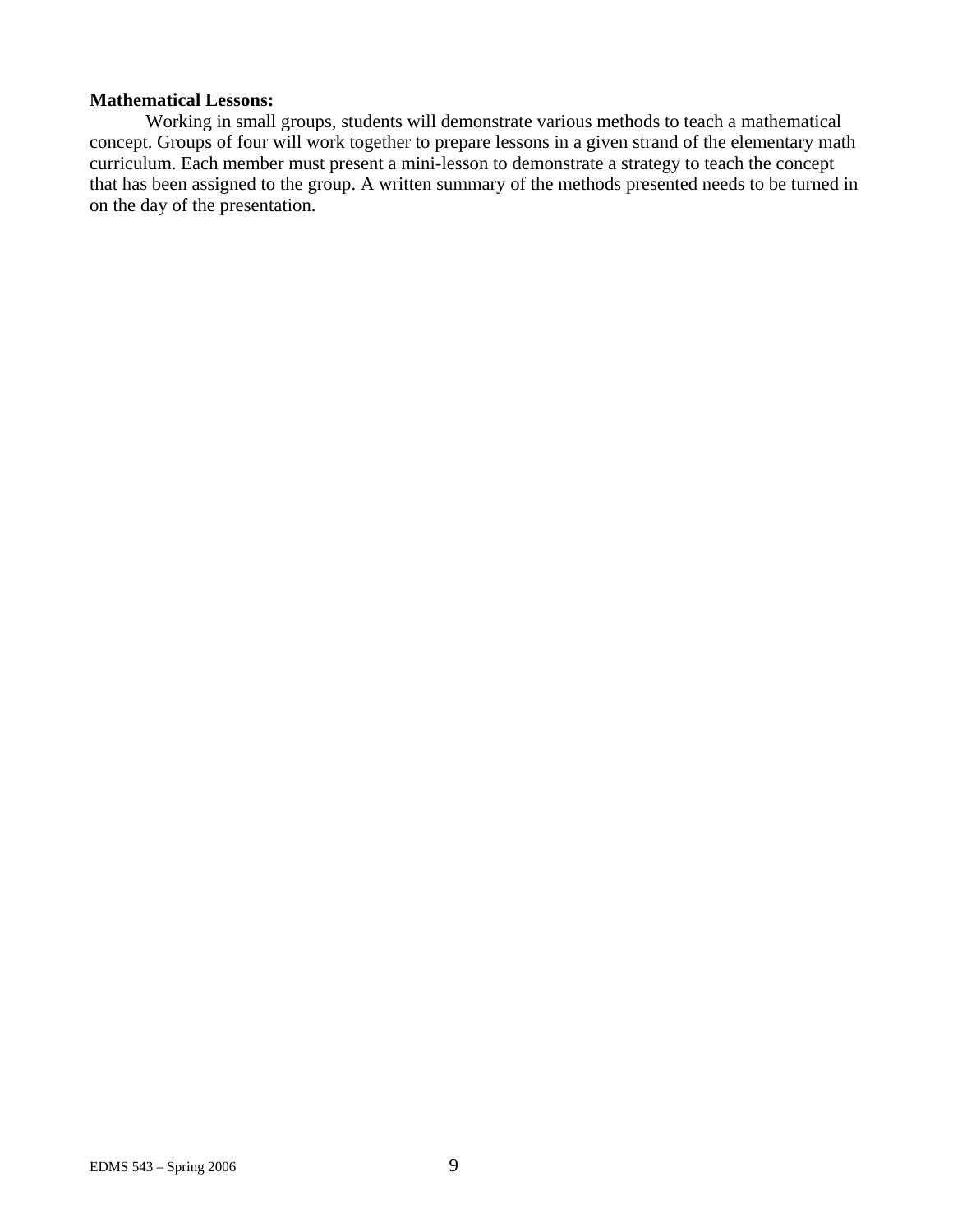**Mathematical Lessons:**

Working in small groups, students will demonstrate various methods to teach a mathematical concept. Groups of four will work together to prepare lessons in a given strand of the elementary math curriculum. Each member must present a mini-lesson to demonstrate a strategy to teach the concept that has been assigned to the group. A written summary of the methods presented needs to be turned in on the day of the presentation.